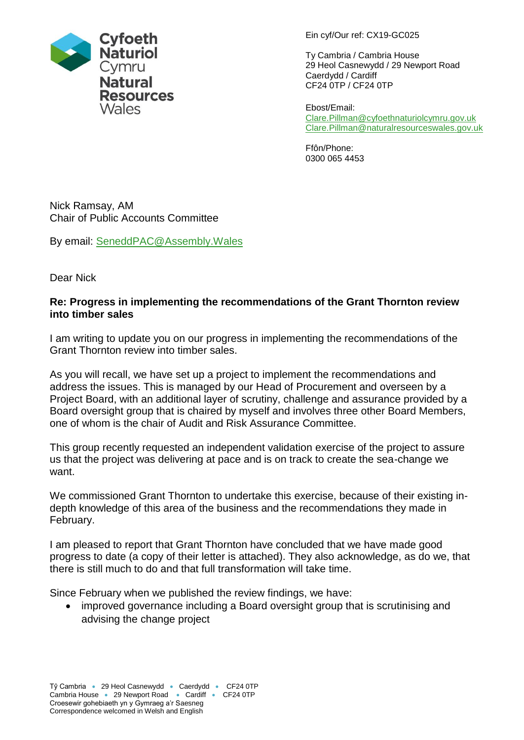Cyfoeth Naturiol Cymru
Natural Resources Wales

Ein cyf/Our ref: CX19-GC025

Ty Cambria / Cambria House
29 Heol Casnewydd / 29 Newport Road
Caerdydd / Cardiff
CF24 0TP / CF24 0TP

Ebost/Email:
Clare.Pillman@cyfoethnaturiolcymru.gov.uk
Clare.Pillman@naturalresourceswales.gov.uk

Ffôn/Phone:
0300 065 4453

Nick Ramsay, AM
Chair of Public Accounts Committee

By email: SeneddPAC@Assembly.Wales

Dear Nick

**Re: Progress in implementing the recommendations of the Grant Thornton review into timber sales**

I am writing to update you on our progress in implementing the recommendations of the Grant Thornton review into timber sales.

As you will recall, we have set up a project to implement the recommendations and address the issues. This is managed by our Head of Procurement and overseen by a Project Board, with an additional layer of scrutiny, challenge and assurance provided by a Board oversight group that is chaired by myself and involves three other Board Members, one of whom is the chair of Audit and Risk Assurance Committee.

This group recently requested an independent validation exercise of the project to assure us that the project was delivering at pace and is on track to create the sea-change we want.

We commissioned Grant Thornton to undertake this exercise, because of their existing in-depth knowledge of this area of the business and the recommendations they made in February.

I am pleased to report that Grant Thornton have concluded that we have made good progress to date (a copy of their letter is attached). They also acknowledge, as do we, that there is still much to do and that full transformation will take time.

Since February when we published the review findings, we have:

- improved governance including a Board oversight group that is scrutinising and advising the change project

Tŷ Cambria • 29 Heol Casnewydd • Caerdydd • CF24 0TP
Cambria House • 29 Newport Road • Cardiff • CF24 0TP
Croesewir gohebiaeth yn y Gymraeg a'r Saesneg
Correspondence welcomed in Welsh and English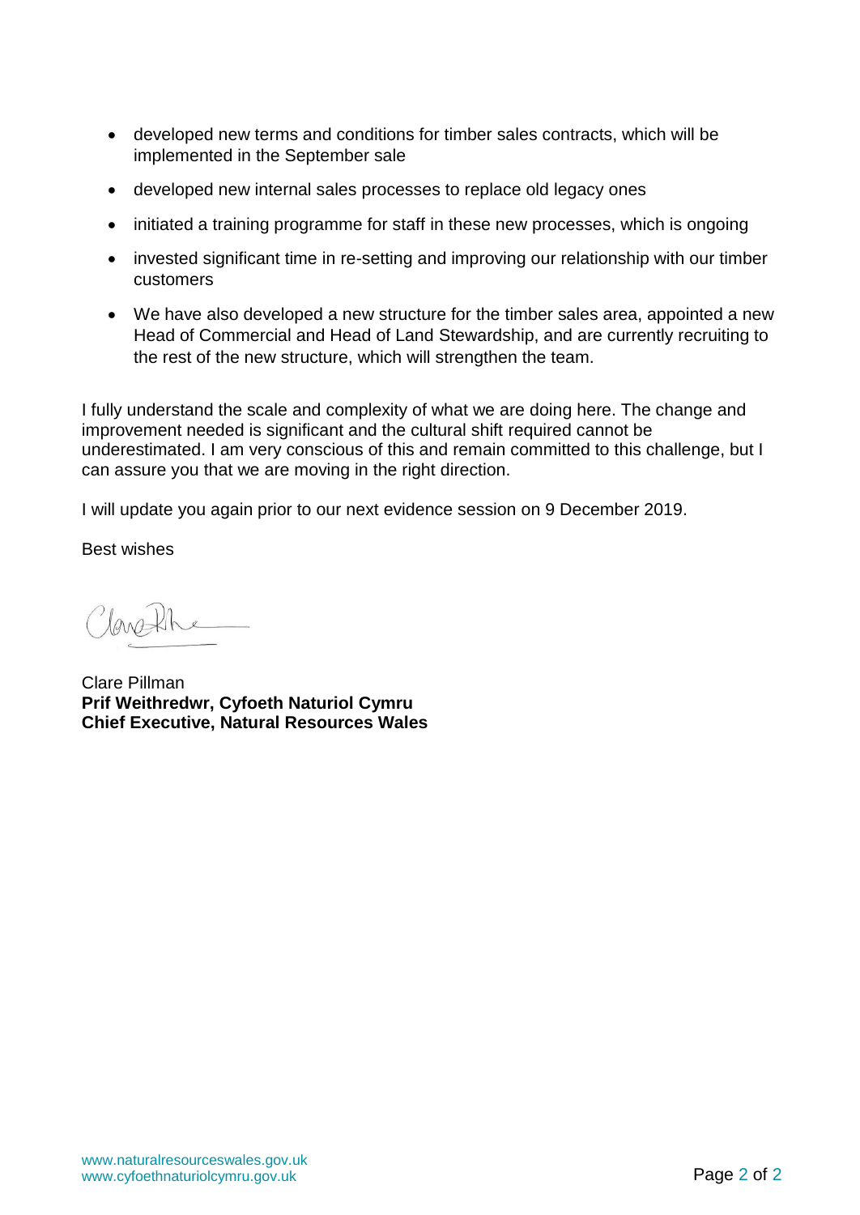- developed new terms and conditions for timber sales contracts, which will be implemented in the September sale
- developed new internal sales processes to replace old legacy ones
- initiated a training programme for staff in these new processes, which is ongoing
- invested significant time in re-setting and improving our relationship with our timber customers
- We have also developed a new structure for the timber sales area, appointed a new Head of Commercial and Head of Land Stewardship, and are currently recruiting to the rest of the new structure, which will strengthen the team.

I fully understand the scale and complexity of what we are doing here. The change and improvement needed is significant and the cultural shift required cannot be underestimated. I am very conscious of this and remain committed to this challenge, but I can assure you that we are moving in the right direction.

I will update you again prior to our next evidence session on 9 December 2019.

Best wishes

Clare Pillman
**Prif Weithredwr, Cyfoeth Naturiol Cymru**
**Chief Executive, Natural Resources Wales**

www.naturalresourceswales.gov.uk
www.cyfoethnaturiolcymru.gov.uk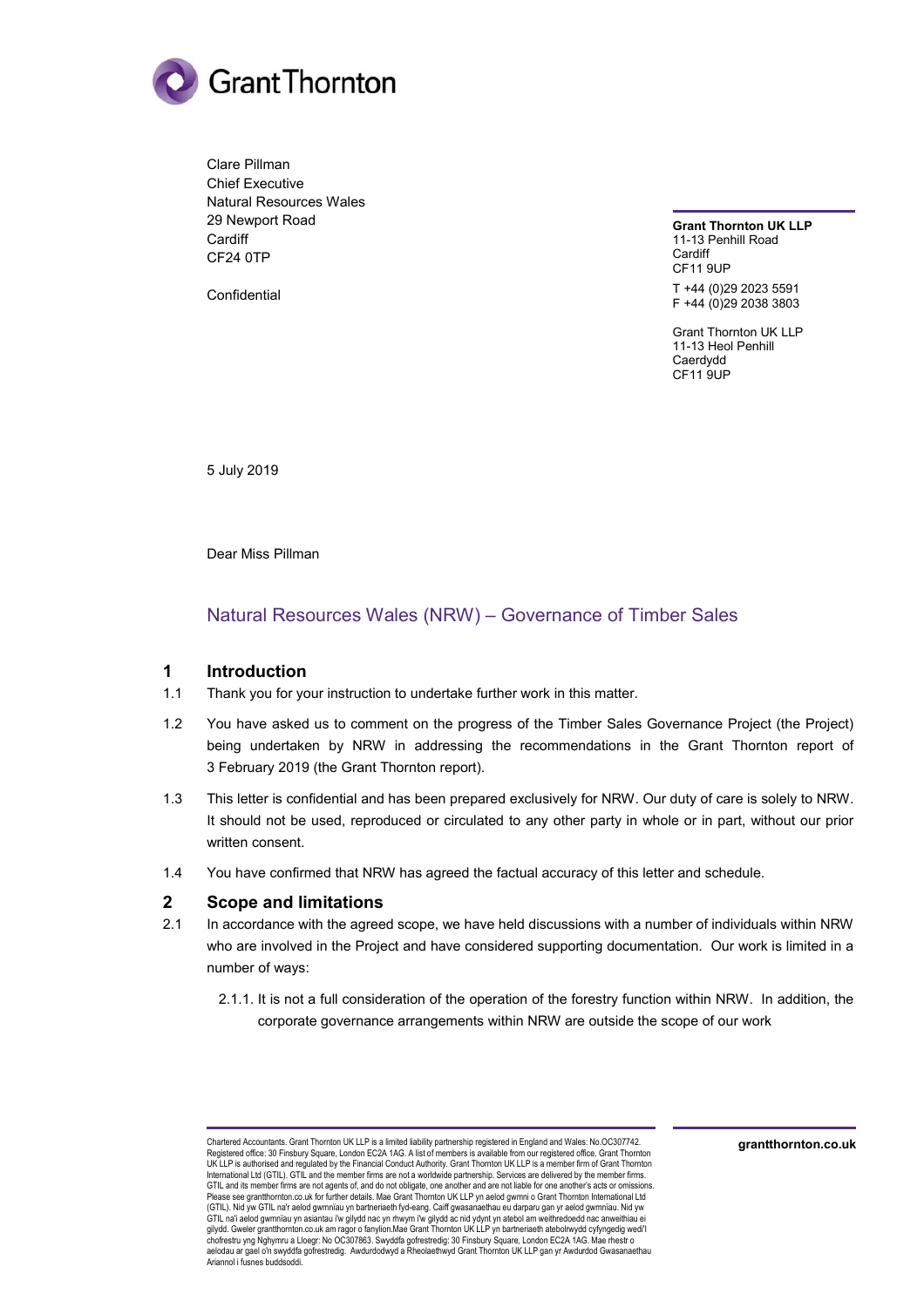Clare Pillman
Chief Executive
Natural Resources Wales
29 Newport Road
Cardiff
CF24 0TP

Confidential

**Grant Thornton UK LLP**
11-13 Penhill Road
Cardiff
CF11 9UP

T +44 (0)29 2023 5591
F +44 (0)29 2038 3803

Grant Thornton UK LLP
11-13 Heol Penhill
Caerdydd
CF11 9UP

5 July 2019

Dear Miss Pillman

## Natural Resources Wales (NRW) – Governance of Timber Sales

### 1 Introduction

1.1 Thank you for your instruction to undertake further work in this matter.

1.2 You have asked us to comment on the progress of the Timber Sales Governance Project (the Project) being undertaken by NRW in addressing the recommendations in the Grant Thornton report of 3 February 2019 (the Grant Thornton report).

1.3 This letter is confidential and has been prepared exclusively for NRW. Our duty of care is solely to NRW. It should not be used, reproduced or circulated to any other party in whole or in part, without our prior written consent.

1.4 You have confirmed that NRW has agreed the factual accuracy of this letter and schedule.

### 2 Scope and limitations

2.1 In accordance with the agreed scope, we have held discussions with a number of individuals within NRW who are involved in the Project and have considered supporting documentation. Our work is limited in a number of ways:

2.1.1. It is not a full consideration of the operation of the forestry function within NRW. In addition, the corporate governance arrangements within NRW are outside the scope of our work

Chartered Accountants. Grant Thornton UK LLP is a limited liability partnership registered in England and Wales: No.OC307742. Registered office: 30 Finsbury Square, London EC2A 1AG. A list of members is available from our registered office. Grant Thornton UK LLP is authorised and regulated by the Financial Conduct Authority. Grant Thornton UK LLP is a member firm of Grant Thornton International Ltd (GTIL). GTIL and the member firms are not a worldwide partnership. Services are delivered by the member firms. GTIL and its member firms are not agents of, and do not obligate, one another and are not liable for one another's acts or omissions. Please see grantthornton.co.uk for further details. Mae Grant Thornton UK LLP yn aelod gwmni o Grant Thornton International Ltd (GTIL). Nid yw GTIL na'r aelod gwmnïau yn bartneriaeth fyd-eang. Caiff gwasanaethau eu darparu gan yr aelod gwmnïau. Nid yw GTIL na'i aelod gwmnïau yn asiantau i'w gilydd nac yn rhwym i'w gilydd ac nid ydynt yn atebol am weithredoedd nac anweithiau ei gilydd. Gweler grantthornton.co.uk am ragor o fanylion.Mae Grant Thornton UK LLP yn bartneriaeth atebolrwydd cyfyngedig wedi'i chofrestru yng Nghymru a Lloegr: No OC307863. Swyddfa gofrestredig: 30 Finsbury Square, London EC2A 1AG. Mae rhestr o aelodau ar gael o'n swyddfa gofrestredig. Awdurdodwyd a Rheolaethwyd Grant Thornton UK LLP gan yr Awdurdod Gwasanaethau Ariannol i fusnes buddsoddi.

grantthornton.co.uk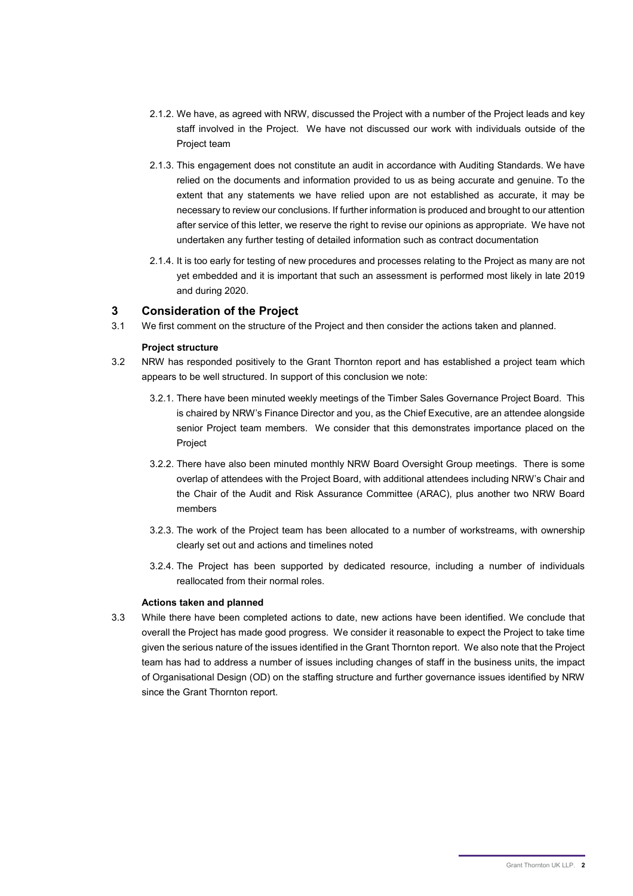2.1.2. We have, as agreed with NRW, discussed the Project with a number of the Project leads and key staff involved in the Project. We have not discussed our work with individuals outside of the Project team

2.1.3. This engagement does not constitute an audit in accordance with Auditing Standards. We have relied on the documents and information provided to us as being accurate and genuine. To the extent that any statements we have relied upon are not established as accurate, it may be necessary to review our conclusions. If further information is produced and brought to our attention after service of this letter, we reserve the right to revise our opinions as appropriate. We have not undertaken any further testing of detailed information such as contract documentation

2.1.4. It is too early for testing of new procedures and processes relating to the Project as many are not yet embedded and it is important that such an assessment is performed most likely in late 2019 and during 2020.

## 3 Consideration of the Project

3.1 We first comment on the structure of the Project and then consider the actions taken and planned.

**Project structure**

3.2 NRW has responded positively to the Grant Thornton report and has established a project team which appears to be well structured. In support of this conclusion we note:

3.2.1. There have been minuted weekly meetings of the Timber Sales Governance Project Board. This is chaired by NRW's Finance Director and you, as the Chief Executive, are an attendee alongside senior Project team members. We consider that this demonstrates importance placed on the Project

3.2.2. There have also been minuted monthly NRW Board Oversight Group meetings. There is some overlap of attendees with the Project Board, with additional attendees including NRW's Chair and the Chair of the Audit and Risk Assurance Committee (ARAC), plus another two NRW Board members

3.2.3. The work of the Project team has been allocated to a number of workstreams, with ownership clearly set out and actions and timelines noted

3.2.4. The Project has been supported by dedicated resource, including a number of individuals reallocated from their normal roles.

**Actions taken and planned**

3.3 While there have been completed actions to date, new actions have been identified. We conclude that overall the Project has made good progress. We consider it reasonable to expect the Project to take time given the serious nature of the issues identified in the Grant Thornton report. We also note that the Project team has had to address a number of issues including changes of staff in the business units, the impact of Organisational Design (OD) on the staffing structure and further governance issues identified by NRW since the Grant Thornton report.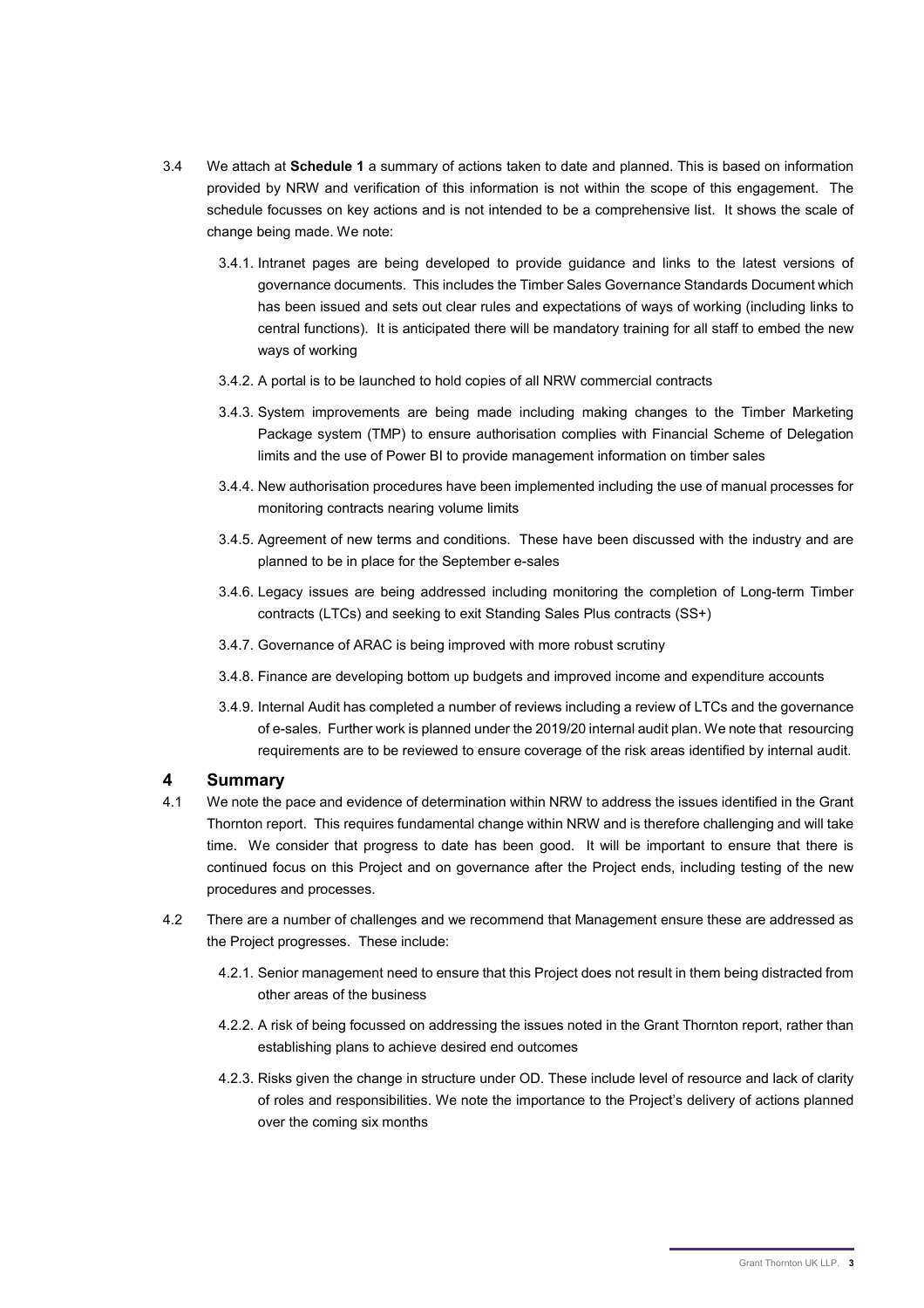3.4 We attach at **Schedule 1** a summary of actions taken to date and planned. This is based on information provided by NRW and verification of this information is not within the scope of this engagement. The schedule focusses on key actions and is not intended to be a comprehensive list. It shows the scale of change being made. We note:

3.4.1. Intranet pages are being developed to provide guidance and links to the latest versions of governance documents. This includes the Timber Sales Governance Standards Document which has been issued and sets out clear rules and expectations of ways of working (including links to central functions). It is anticipated there will be mandatory training for all staff to embed the new ways of working

3.4.2. A portal is to be launched to hold copies of all NRW commercial contracts

3.4.3. System improvements are being made including making changes to the Timber Marketing Package system (TMP) to ensure authorisation complies with Financial Scheme of Delegation limits and the use of Power BI to provide management information on timber sales

3.4.4. New authorisation procedures have been implemented including the use of manual processes for monitoring contracts nearing volume limits

3.4.5. Agreement of new terms and conditions. These have been discussed with the industry and are planned to be in place for the September e-sales

3.4.6. Legacy issues are being addressed including monitoring the completion of Long-term Timber contracts (LTCs) and seeking to exit Standing Sales Plus contracts (SS+)

3.4.7. Governance of ARAC is being improved with more robust scrutiny

3.4.8. Finance are developing bottom up budgets and improved income and expenditure accounts

3.4.9. Internal Audit has completed a number of reviews including a review of LTCs and the governance of e-sales. Further work is planned under the 2019/20 internal audit plan. We note that resourcing requirements are to be reviewed to ensure coverage of the risk areas identified by internal audit.

## 4 Summary

4.1 We note the pace and evidence of determination within NRW to address the issues identified in the Grant Thornton report. This requires fundamental change within NRW and is therefore challenging and will take time. We consider that progress to date has been good. It will be important to ensure that there is continued focus on this Project and on governance after the Project ends, including testing of the new procedures and processes.

4.2 There are a number of challenges and we recommend that Management ensure these are addressed as the Project progresses. These include:

4.2.1. Senior management need to ensure that this Project does not result in them being distracted from other areas of the business

4.2.2. A risk of being focussed on addressing the issues noted in the Grant Thornton report, rather than establishing plans to achieve desired end outcomes

4.2.3. Risks given the change in structure under OD. These include level of resource and lack of clarity of roles and responsibilities. We note the importance to the Project's delivery of actions planned over the coming six months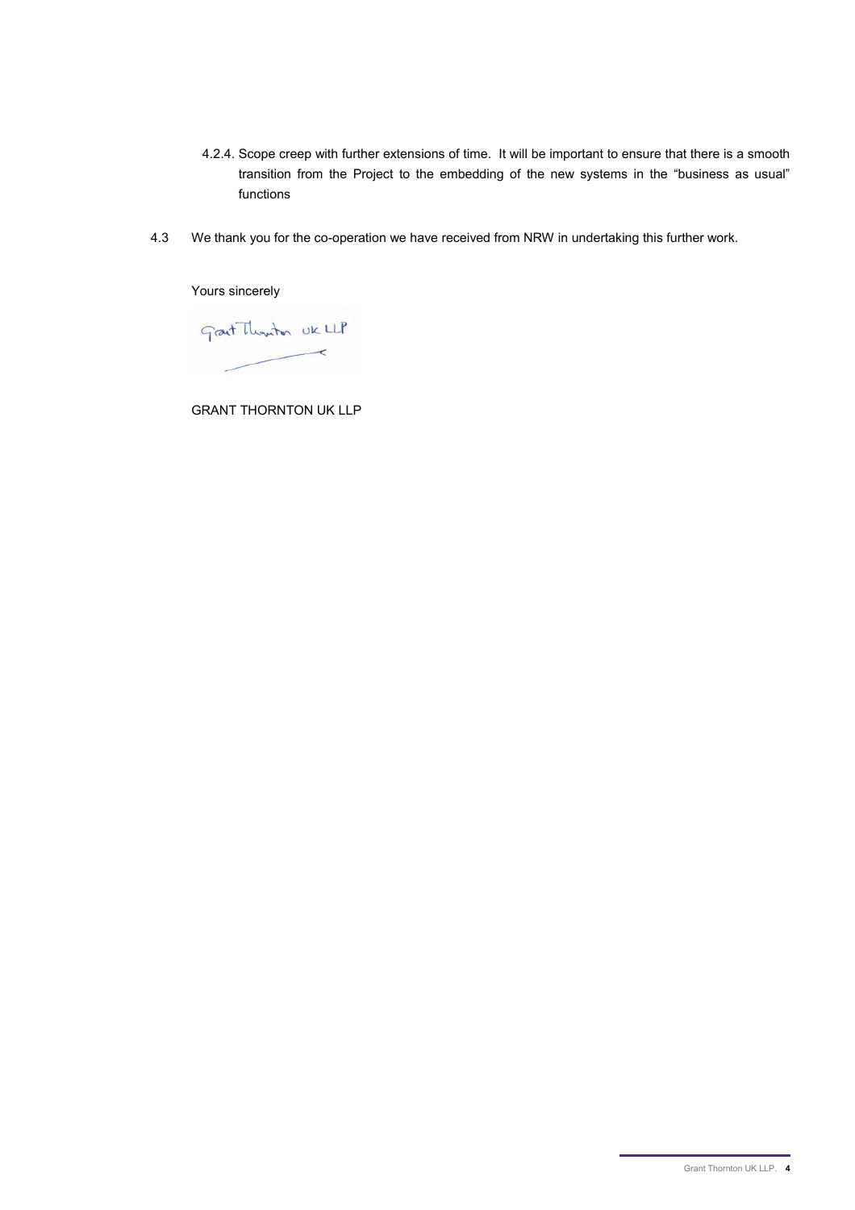4.2.4. Scope creep with further extensions of time. It will be important to ensure that there is a smooth transition from the Project to the embedding of the new systems in the "business as usual" functions

4.3 We thank you for the co-operation we have received from NRW in undertaking this further work.

Yours sincerely

Grant Thornton UK LLP

GRANT THORNTON UK LLP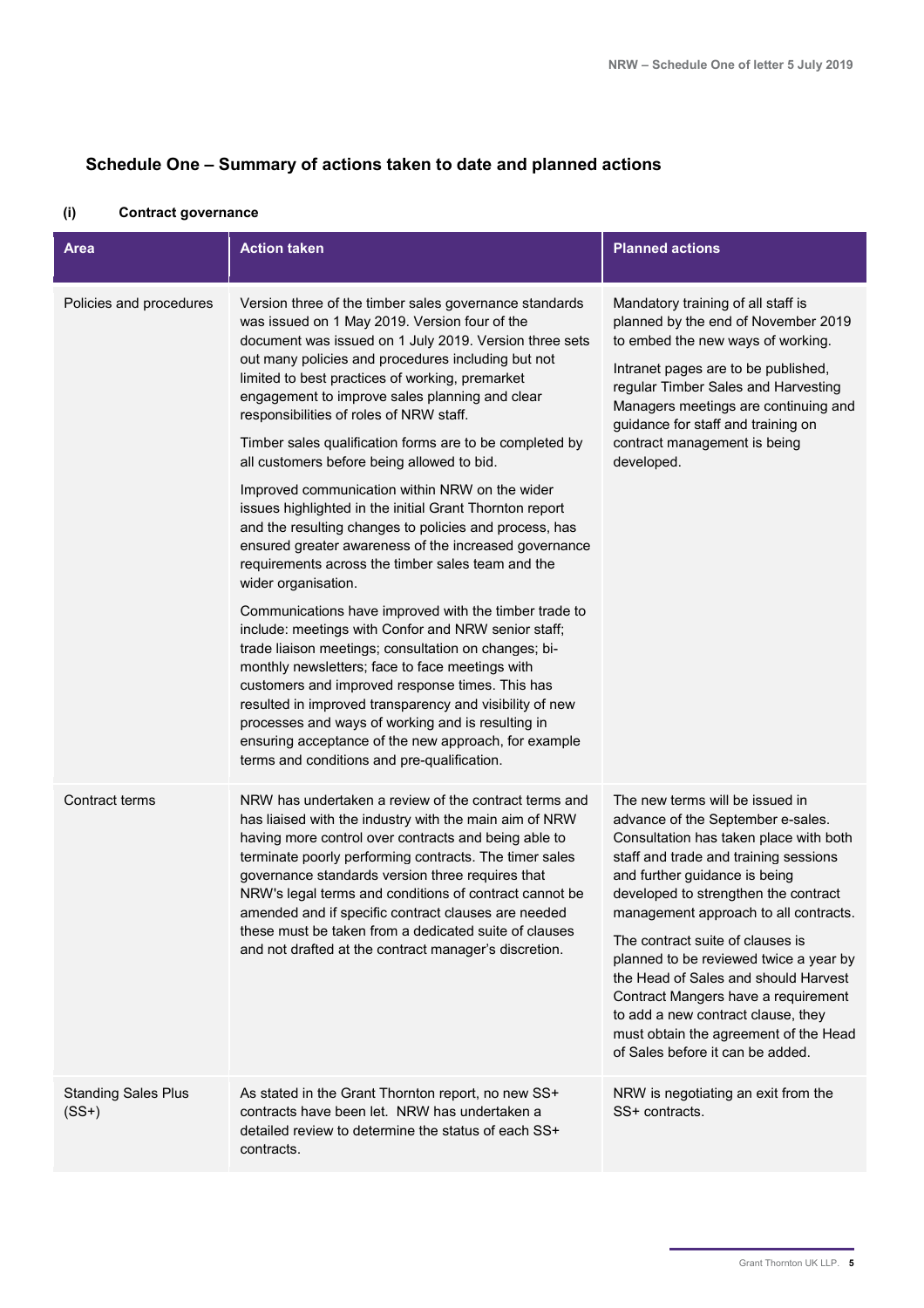## Schedule One – Summary of actions taken to date and planned actions

### (i) Contract governance

| Area | Action taken | Planned actions |
|---|---|---|
| Policies and procedures | Version three of the timber sales governance standards was issued on 1 May 2019. Version four of the document was issued on 1 July 2019. Version three sets out many policies and procedures including but not limited to best practices of working, premarket engagement to improve sales planning and clear responsibilities of roles of NRW staff.<br><br>Timber sales qualification forms are to be completed by all customers before being allowed to bid.<br><br>Improved communication within NRW on the wider issues highlighted in the initial Grant Thornton report and the resulting changes to policies and process, has ensured greater awareness of the increased governance requirements across the timber sales team and the wider organisation.<br><br>Communications have improved with the timber trade to include: meetings with Confor and NRW senior staff; trade liaison meetings; consultation on changes; bi-monthly newsletters; face to face meetings with customers and improved response times. This has resulted in improved transparency and visibility of new processes and ways of working and is resulting in ensuring acceptance of the new approach, for example terms and conditions and pre-qualification. | Mandatory training of all staff is planned by the end of November 2019 to embed the new ways of working.<br><br>Intranet pages are to be published, regular Timber Sales and Harvesting Managers meetings are continuing and guidance for staff and training on contract management is being developed. |
| Contract terms | NRW has undertaken a review of the contract terms and has liaised with the industry with the main aim of NRW having more control over contracts and being able to terminate poorly performing contracts. The timer sales governance standards version three requires that NRW's legal terms and conditions of contract cannot be amended and if specific contract clauses are needed these must be taken from a dedicated suite of clauses and not drafted at the contract manager's discretion. | The new terms will be issued in advance of the September e-sales. Consultation has taken place with both staff and trade and training sessions and further guidance is being developed to strengthen the contract management approach to all contracts.<br><br>The contract suite of clauses is planned to be reviewed twice a year by the Head of Sales and should Harvest Contract Mangers have a requirement to add a new contract clause, they must obtain the agreement of the Head of Sales before it can be added. |
| Standing Sales Plus (SS+) | As stated in the Grant Thornton report, no new SS+ contracts have been let. NRW has undertaken a detailed review to determine the status of each SS+ contracts. | NRW is negotiating an exit from the SS+ contracts. |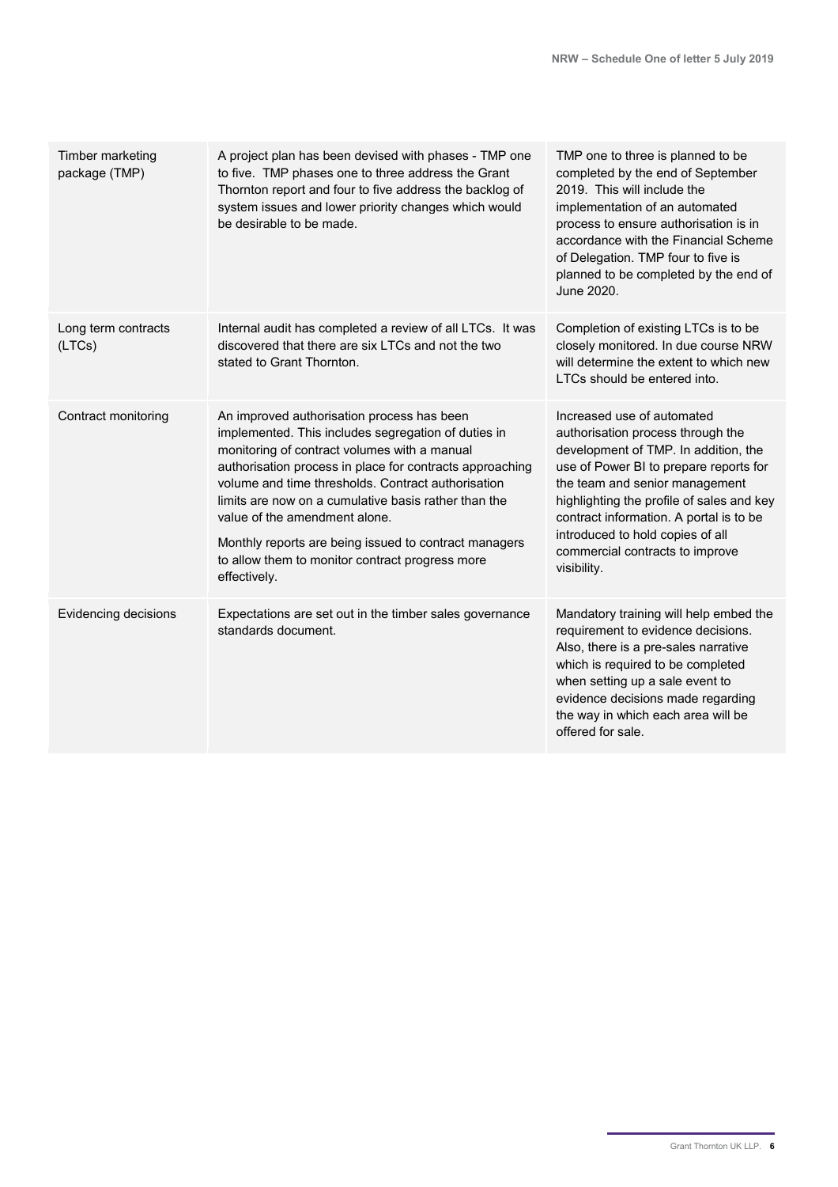| | | |
|---|---|---|
| Timber marketing package (TMP) | A project plan has been devised with phases - TMP one to five. TMP phases one to three address the Grant Thornton report and four to five address the backlog of system issues and lower priority changes which would be desirable to be made. | TMP one to three is planned to be completed by the end of September 2019. This will include the implementation of an automated process to ensure authorisation is in accordance with the Financial Scheme of Delegation. TMP four to five is planned to be completed by the end of June 2020. |
| Long term contracts (LTCs) | Internal audit has completed a review of all LTCs. It was discovered that there are six LTCs and not the two stated to Grant Thornton. | Completion of existing LTCs is to be closely monitored. In due course NRW will determine the extent to which new LTCs should be entered into. |
| Contract monitoring | An improved authorisation process has been implemented. This includes segregation of duties in monitoring of contract volumes with a manual authorisation process in place for contracts approaching volume and time thresholds. Contract authorisation limits are now on a cumulative basis rather than the value of the amendment alone.<br><br>Monthly reports are being issued to contract managers to allow them to monitor contract progress more effectively. | Increased use of automated authorisation process through the development of TMP. In addition, the use of Power BI to prepare reports for the team and senior management highlighting the profile of sales and key contract information. A portal is to be introduced to hold copies of all commercial contracts to improve visibility. |
| Evidencing decisions | Expectations are set out in the timber sales governance standards document. | Mandatory training will help embed the requirement to evidence decisions. Also, there is a pre-sales narrative which is required to be completed when setting up a sale event to evidence decisions made regarding the way in which each area will be offered for sale. |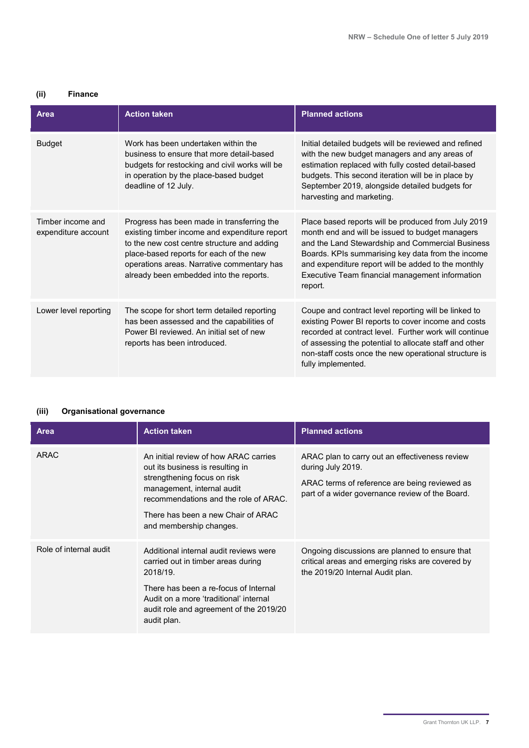### (ii) Finance

| Area | Action taken | Planned actions |
|---|---|---|
| Budget | Work has been undertaken within the business to ensure that more detail-based budgets for restocking and civil works will be in operation by the place-based budget deadline of 12 July. | Initial detailed budgets will be reviewed and refined with the new budget managers and any areas of estimation replaced with fully costed detail-based budgets. This second iteration will be in place by September 2019, alongside detailed budgets for harvesting and marketing. |
| Timber income and expenditure account | Progress has been made in transferring the existing timber income and expenditure report to the new cost centre structure and adding place-based reports for each of the new operations areas. Narrative commentary has already been embedded into the reports. | Place based reports will be produced from July 2019 month end and will be issued to budget managers and the Land Stewardship and Commercial Business Boards. KPIs summarising key data from the income and expenditure report will be added to the monthly Executive Team financial management information report. |
| Lower level reporting | The scope for short term detailed reporting has been assessed and the capabilities of Power BI reviewed. An initial set of new reports has been introduced. | Coupe and contract level reporting will be linked to existing Power BI reports to cover income and costs recorded at contract level. Further work will continue of assessing the potential to allocate staff and other non-staff costs once the new operational structure is fully implemented. |

### (iii) Organisational governance

| Area | Action taken | Planned actions |
|---|---|---|
| ARAC | An initial review of how ARAC carries out its business is resulting in strengthening focus on risk management, internal audit recommendations and the role of ARAC.<br><br>There has been a new Chair of ARAC and membership changes. | ARAC plan to carry out an effectiveness review during July 2019.<br><br>ARAC terms of reference are being reviewed as part of a wider governance review of the Board. |
| Role of internal audit | Additional internal audit reviews were carried out in timber areas during 2018/19.<br><br>There has been a re-focus of Internal Audit on a more 'traditional' internal audit role and agreement of the 2019/20 audit plan. | Ongoing discussions are planned to ensure that critical areas and emerging risks are covered by the 2019/20 Internal Audit plan. |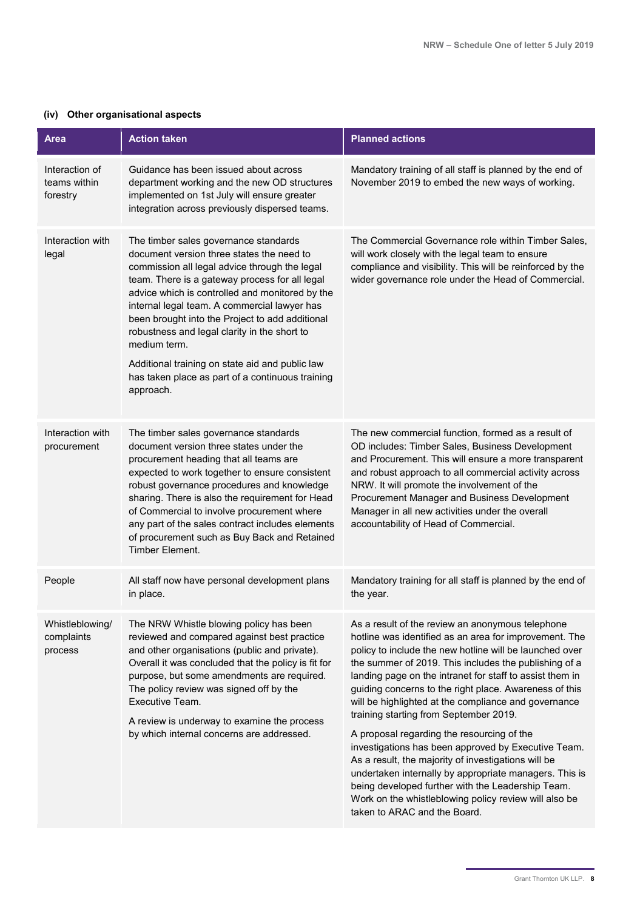### (iv) Other organisational aspects

| Area | Action taken | Planned actions |
|---|---|---|
| Interaction of teams within forestry | Guidance has been issued about across department working and the new OD structures implemented on 1st July will ensure greater integration across previously dispersed teams. | Mandatory training of all staff is planned by the end of November 2019 to embed the new ways of working. |
| Interaction with legal | The timber sales governance standards document version three states the need to commission all legal advice through the legal team. There is a gateway process for all legal advice which is controlled and monitored by the internal legal team. A commercial lawyer has been brought into the Project to add additional robustness and legal clarity in the short to medium term.<br><br>Additional training on state aid and public law has taken place as part of a continuous training approach. | The Commercial Governance role within Timber Sales, will work closely with the legal team to ensure compliance and visibility. This will be reinforced by the wider governance role under the Head of Commercial. |
| Interaction with procurement | The timber sales governance standards document version three states under the procurement heading that all teams are expected to work together to ensure consistent robust governance procedures and knowledge sharing. There is also the requirement for Head of Commercial to involve procurement where any part of the sales contract includes elements of procurement such as Buy Back and Retained Timber Element. | The new commercial function, formed as a result of OD includes: Timber Sales, Business Development and Procurement. This will ensure a more transparent and robust approach to all commercial activity across NRW. It will promote the involvement of the Procurement Manager and Business Development Manager in all new activities under the overall accountability of Head of Commercial. |
| People | All staff now have personal development plans in place. | Mandatory training for all staff is planned by the end of the year. |
| Whistleblowing/ complaints process | The NRW Whistle blowing policy has been reviewed and compared against best practice and other organisations (public and private). Overall it was concluded that the policy is fit for purpose, but some amendments are required. The policy review was signed off by the Executive Team.<br><br>A review is underway to examine the process by which internal concerns are addressed. | As a result of the review an anonymous telephone hotline was identified as an area for improvement. The policy to include the new hotline will be launched over the summer of 2019. This includes the publishing of a landing page on the intranet for staff to assist them in guiding concerns to the right place. Awareness of this will be highlighted at the compliance and governance training starting from September 2019.<br><br>A proposal regarding the resourcing of the investigations has been approved by Executive Team. As a result, the majority of investigations will be undertaken internally by appropriate managers. This is being developed further with the Leadership Team. Work on the whistleblowing policy review will also be taken to ARAC and the Board. |